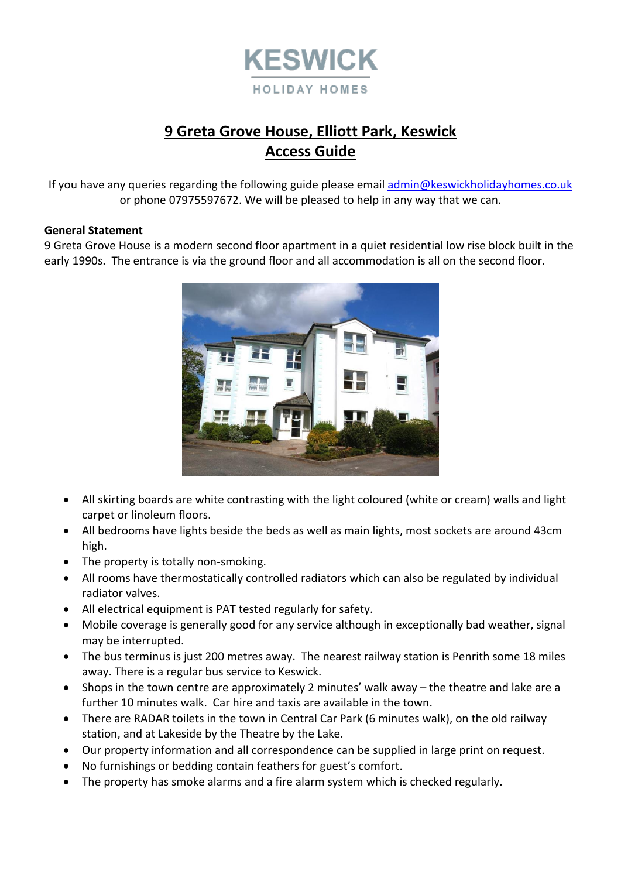KESWICK

HOLIDAY HOMES

# 9 Greta Grove House, Elliott Park, Keswick
# Access Guide

If you have any queries regarding the following guide please email admin@keswickholidayhomes.co.uk or phone 07975597672. We will be pleased to help in any way that we can.

## General Statement

9 Greta Grove House is a modern second floor apartment in a quiet residential low rise block built in the early 1990s. The entrance is via the ground floor and all accommodation is all on the second floor.

- All skirting boards are white contrasting with the light coloured (white or cream) walls and light carpet or linoleum floors.
- All bedrooms have lights beside the beds as well as main lights, most sockets are around 43cm high.
- The property is totally non-smoking.
- All rooms have thermostatically controlled radiators which can also be regulated by individual radiator valves.
- All electrical equipment is PAT tested regularly for safety.
- Mobile coverage is generally good for any service although in exceptionally bad weather, signal may be interrupted.
- The bus terminus is just 200 metres away. The nearest railway station is Penrith some 18 miles away. There is a regular bus service to Keswick.
- Shops in the town centre are approximately 2 minutes' walk away – the theatre and lake are a further 10 minutes walk. Car hire and taxis are available in the town.
- There are RADAR toilets in the town in Central Car Park (6 minutes walk), on the old railway station, and at Lakeside by the Theatre by the Lake.
- Our property information and all correspondence can be supplied in large print on request.
- No furnishings or bedding contain feathers for guest's comfort.
- The property has smoke alarms and a fire alarm system which is checked regularly.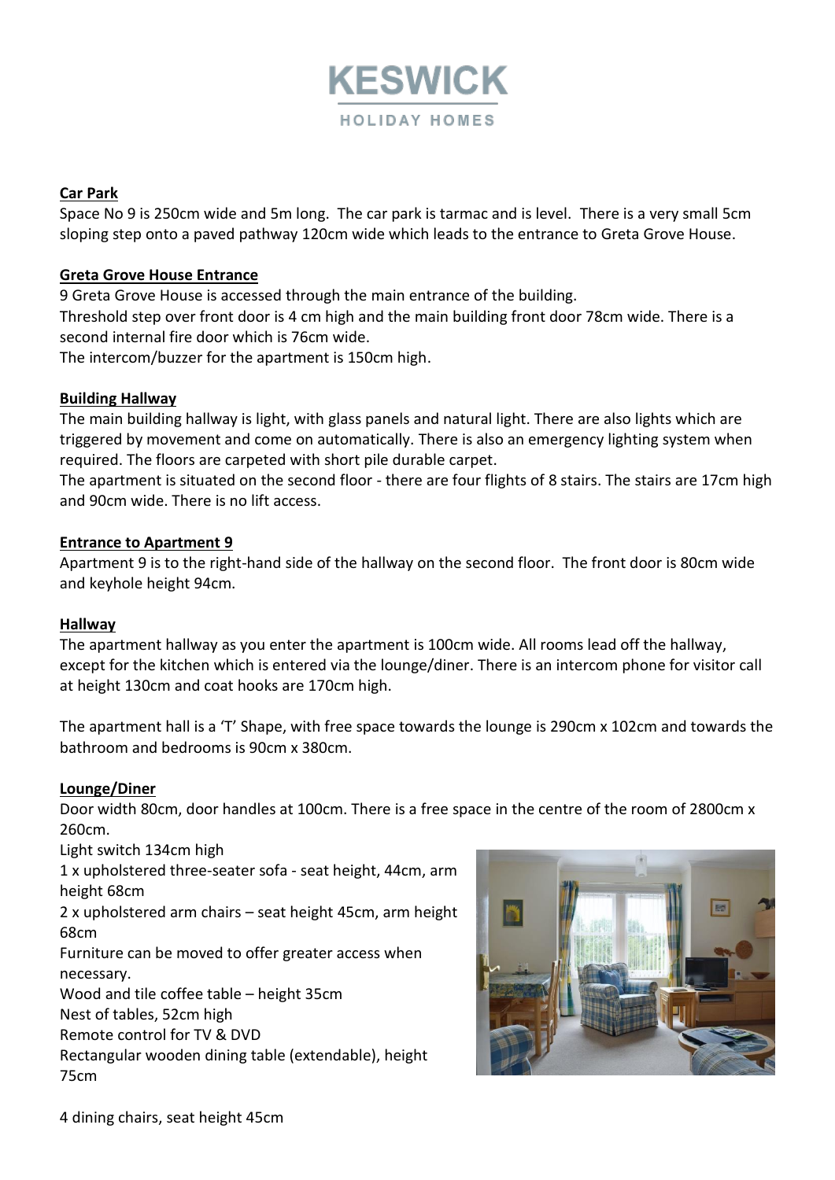# KESWICK
HOLIDAY HOMES

**Car Park**
Space No 9 is 250cm wide and 5m long. The car park is tarmac and is level. There is a very small 5cm sloping step onto a paved pathway 120cm wide which leads to the entrance to Greta Grove House.

**Greta Grove House Entrance**
9 Greta Grove House is accessed through the main entrance of the building.
Threshold step over front door is 4 cm high and the main building front door 78cm wide. There is a second internal fire door which is 76cm wide.
The intercom/buzzer for the apartment is 150cm high.

**Building Hallway**
The main building hallway is light, with glass panels and natural light. There are also lights which are triggered by movement and come on automatically. There is also an emergency lighting system when required. The floors are carpeted with short pile durable carpet.
The apartment is situated on the second floor - there are four flights of 8 stairs. The stairs are 17cm high and 90cm wide. There is no lift access.

**Entrance to Apartment 9**
Apartment 9 is to the right-hand side of the hallway on the second floor. The front door is 80cm wide and keyhole height 94cm.

**Hallway**
The apartment hallway as you enter the apartment is 100cm wide. All rooms lead off the hallway, except for the kitchen which is entered via the lounge/diner. There is an intercom phone for visitor call at height 130cm and coat hooks are 170cm high.

The apartment hall is a 'T' Shape, with free space towards the lounge is 290cm x 102cm and towards the bathroom and bedrooms is 90cm x 380cm.

**Lounge/Diner**
Door width 80cm, door handles at 100cm. There is a free space in the centre of the room of 2800cm x 260cm.
Light switch 134cm high
1 x upholstered three-seater sofa - seat height, 44cm, arm height 68cm
2 x upholstered arm chairs – seat height 45cm, arm height 68cm
Furniture can be moved to offer greater access when necessary.
Wood and tile coffee table – height 35cm
Nest of tables, 52cm high
Remote control for TV & DVD
Rectangular wooden dining table (extendable), height 75cm

4 dining chairs, seat height 45cm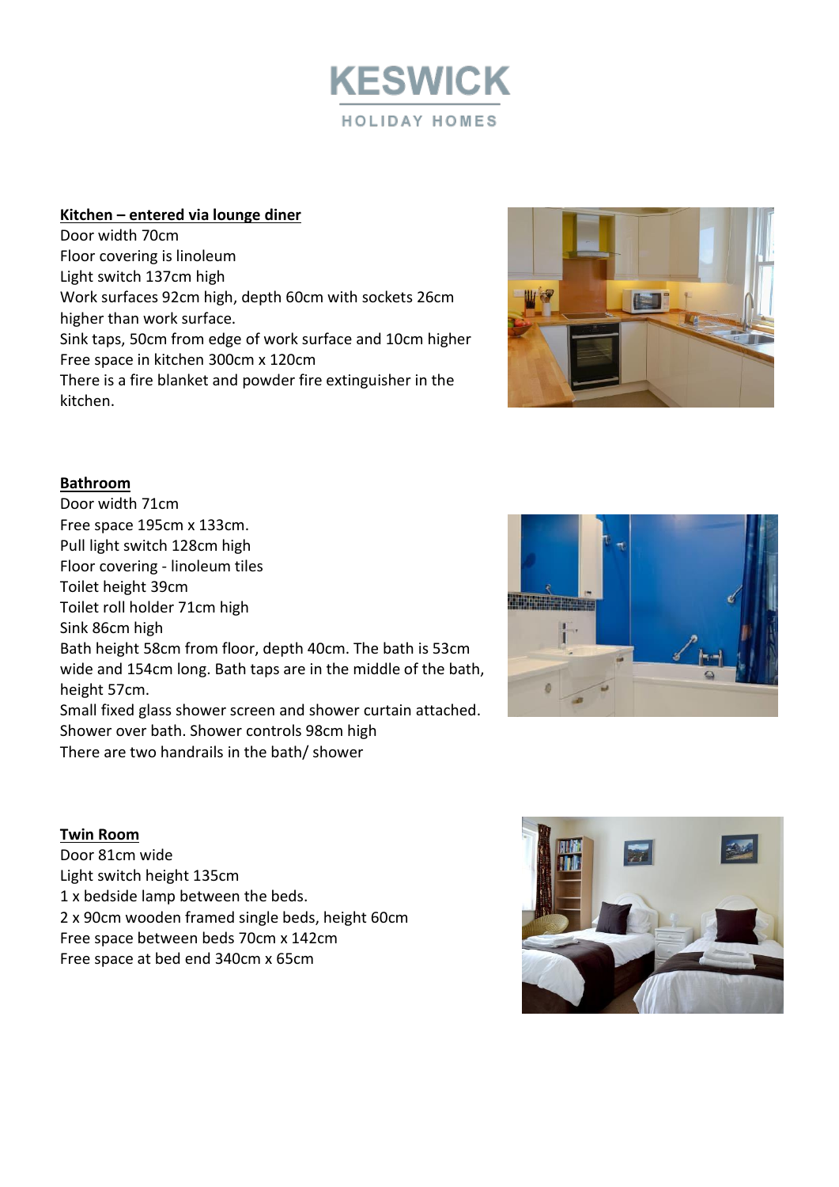KESWICK

HOLIDAY HOMES

**Kitchen – entered via lounge diner**

Door width 70cm
Floor covering is linoleum
Light switch 137cm high
Work surfaces 92cm high, depth 60cm with sockets 26cm higher than work surface.
Sink taps, 50cm from edge of work surface and 10cm higher
Free space in kitchen 300cm x 120cm
There is a fire blanket and powder fire extinguisher in the kitchen.

**Bathroom**

Door width 71cm
Free space 195cm x 133cm.
Pull light switch 128cm high
Floor covering - linoleum tiles
Toilet height 39cm
Toilet roll holder 71cm high
Sink 86cm high
Bath height 58cm from floor, depth 40cm. The bath is 53cm wide and 154cm long. Bath taps are in the middle of the bath, height 57cm.
Small fixed glass shower screen and shower curtain attached. Shower over bath. Shower controls 98cm high
There are two handrails in the bath/ shower

**Twin Room**

Door 81cm wide
Light switch height 135cm
1 x bedside lamp between the beds.
2 x 90cm wooden framed single beds, height 60cm
Free space between beds 70cm x 142cm
Free space at bed end 340cm x 65cm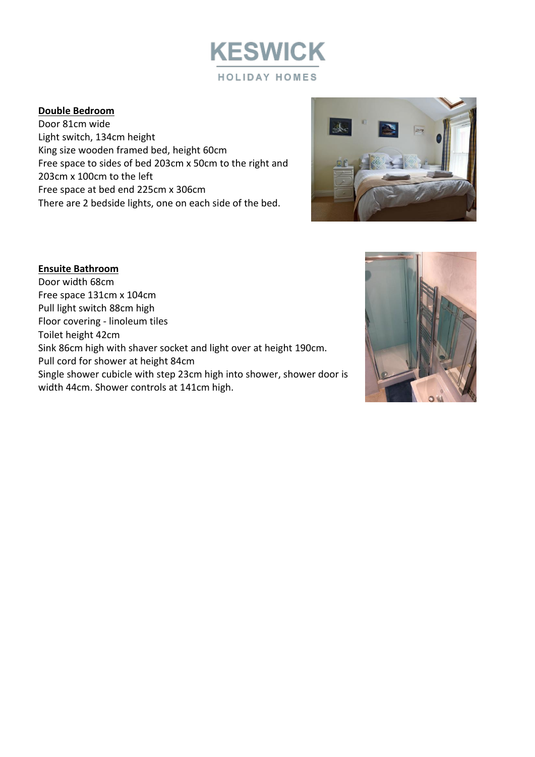# KESWICK

HOLIDAY HOMES

**Double Bedroom**

Door 81cm wide
Light switch, 134cm height
King size wooden framed bed, height 60cm
Free space to sides of bed 203cm x 50cm to the right and 203cm x 100cm to the left
Free space at bed end 225cm x 306cm
There are 2 bedside lights, one on each side of the bed.

**Ensuite Bathroom**

Door width 68cm
Free space 131cm x 104cm
Pull light switch 88cm high
Floor covering - linoleum tiles
Toilet height 42cm
Sink 86cm high with shaver socket and light over at height 190cm.
Pull cord for shower at height 84cm
Single shower cubicle with step 23cm high into shower, shower door is width 44cm. Shower controls at 141cm high.